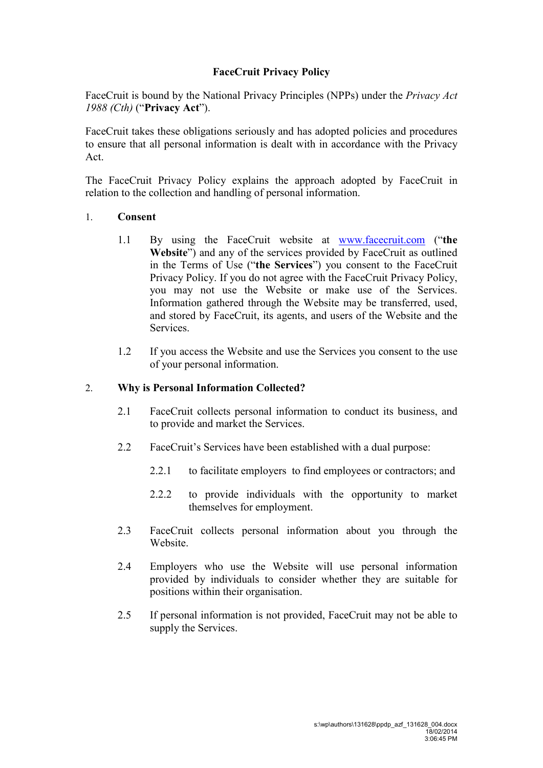# FaceCruit Privacy Policy

FaceCruit is bound by the National Privacy Principles (NPPs) under the *Privacy Act 1988 (Cth)* ("**Privacy Act**").

FaceCruit takes these obligations seriously and has adopted policies and procedures to ensure that all personal information is dealt with in accordance with the Privacy Act.

The FaceCruit Privacy Policy explains the approach adopted by FaceCruit in relation to the collection and handling of personal information.

## 1. Consent

1.1 By using the FaceCruit website at [www.facecruit.com](http://www.facecruit.com) ("**the Website**") and any of the services provided by FaceCruit as outlined in the Terms of Use ("**the Services**") you consent to the FaceCruit Privacy Policy. If you do not agree with the FaceCruit Privacy Policy, you may not use the Website or make use of the Services. Information gathered through the Website may be transferred, used, and stored by FaceCruit, its agents, and users of the Website and the Services.

1.2 If you access the Website and use the Services you consent to the use of your personal information.

## 2. Why is Personal Information Collected?

2.1 FaceCruit collects personal information to conduct its business, and to provide and market the Services.

2.2 FaceCruit's Services have been established with a dual purpose:

2.2.1 to facilitate employers to find employees or contractors; and

2.2.2 to provide individuals with the opportunity to market themselves for employment.

2.3 FaceCruit collects personal information about you through the Website.

2.4 Employers who use the Website will use personal information provided by individuals to consider whether they are suitable for positions within their organisation.

2.5 If personal information is not provided, FaceCruit may not be able to supply the Services.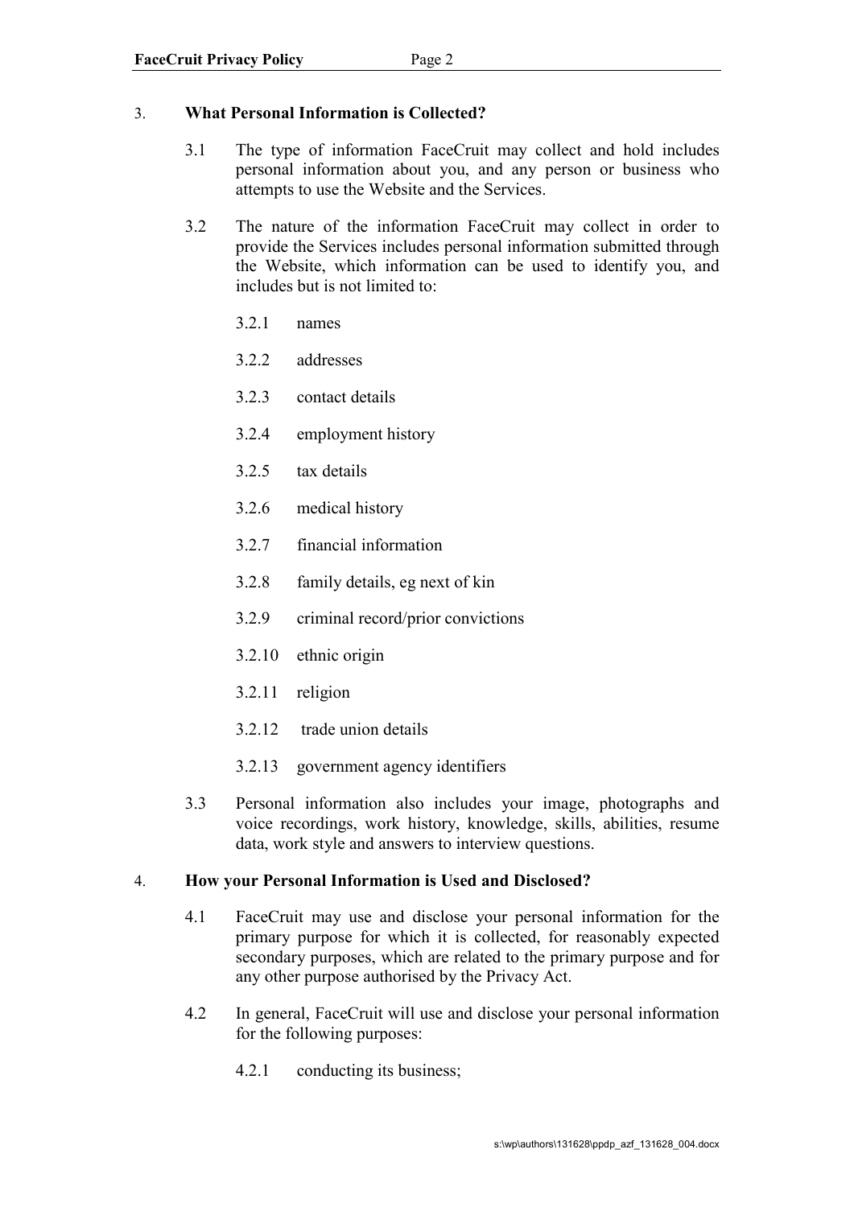## 3. What Personal Information is Collected?

3.1 The type of information FaceCruit may collect and hold includes personal information about you, and any person or business who attempts to use the Website and the Services.

3.2 The nature of the information FaceCruit may collect in order to provide the Services includes personal information submitted through the Website, which information can be used to identify you, and includes but is not limited to:

- 3.2.1 names
- 3.2.2 addresses
- 3.2.3 contact details
- 3.2.4 employment history
- 3.2.5 tax details
- 3.2.6 medical history
- 3.2.7 financial information
- 3.2.8 family details, eg next of kin
- 3.2.9 criminal record/prior convictions
- 3.2.10 ethnic origin
- 3.2.11 religion
- 3.2.12 trade union details
- 3.2.13 government agency identifiers

3.3 Personal information also includes your image, photographs and voice recordings, work history, knowledge, skills, abilities, resume data, work style and answers to interview questions.

## 4. How your Personal Information is Used and Disclosed?

4.1 FaceCruit may use and disclose your personal information for the primary purpose for which it is collected, for reasonably expected secondary purposes, which are related to the primary purpose and for any other purpose authorised by the Privacy Act.

4.2 In general, FaceCruit will use and disclose your personal information for the following purposes:

- 4.2.1 conducting its business;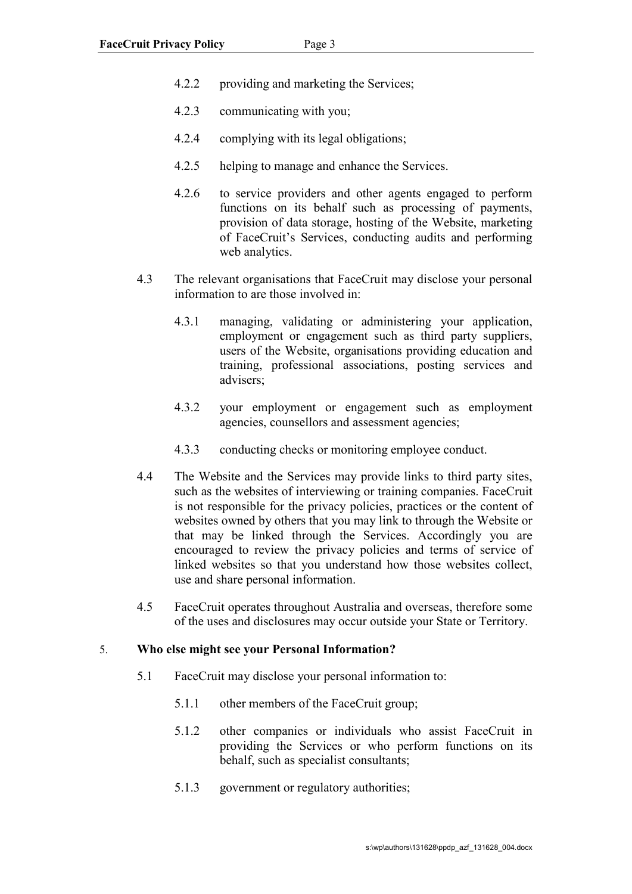4.2.2 providing and marketing the Services;

4.2.3 communicating with you;

4.2.4 complying with its legal obligations;

4.2.5 helping to manage and enhance the Services.

4.2.6 to service providers and other agents engaged to perform functions on its behalf such as processing of payments, provision of data storage, hosting of the Website, marketing of FaceCruit's Services, conducting audits and performing web analytics.

4.3 The relevant organisations that FaceCruit may disclose your personal information to are those involved in:

4.3.1 managing, validating or administering your application, employment or engagement such as third party suppliers, users of the Website, organisations providing education and training, professional associations, posting services and advisers;

4.3.2 your employment or engagement such as employment agencies, counsellors and assessment agencies;

4.3.3 conducting checks or monitoring employee conduct.

4.4 The Website and the Services may provide links to third party sites, such as the websites of interviewing or training companies. FaceCruit is not responsible for the privacy policies, practices or the content of websites owned by others that you may link to through the Website or that may be linked through the Services. Accordingly you are encouraged to review the privacy policies and terms of service of linked websites so that you understand how those websites collect, use and share personal information.

4.5 FaceCruit operates throughout Australia and overseas, therefore some of the uses and disclosures may occur outside your State or Territory.

## 5. Who else might see your Personal Information?

5.1 FaceCruit may disclose your personal information to:

5.1.1 other members of the FaceCruit group;

5.1.2 other companies or individuals who assist FaceCruit in providing the Services or who perform functions on its behalf, such as specialist consultants;

5.1.3 government or regulatory authorities;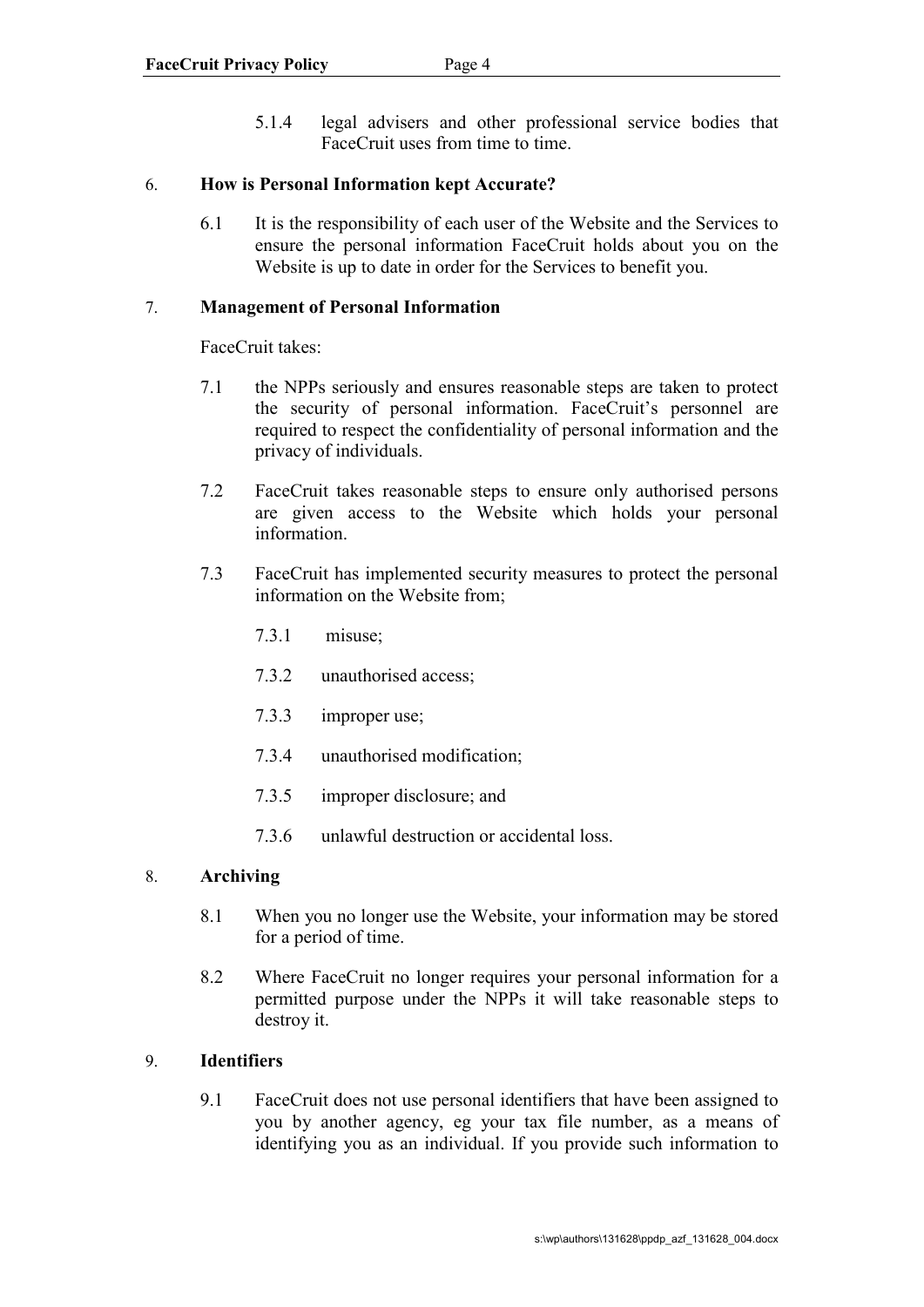5.1.4 legal advisers and other professional service bodies that FaceCruit uses from time to time.

## 6. How is Personal Information kept Accurate?

6.1 It is the responsibility of each user of the Website and the Services to ensure the personal information FaceCruit holds about you on the Website is up to date in order for the Services to benefit you.

## 7. Management of Personal Information

FaceCruit takes:

7.1 the NPPs seriously and ensures reasonable steps are taken to protect the security of personal information. FaceCruit's personnel are required to respect the confidentiality of personal information and the privacy of individuals.

7.2 FaceCruit takes reasonable steps to ensure only authorised persons are given access to the Website which holds your personal information.

7.3 FaceCruit has implemented security measures to protect the personal information on the Website from;

7.3.1 misuse;

7.3.2 unauthorised access;

7.3.3 improper use;

7.3.4 unauthorised modification;

7.3.5 improper disclosure; and

7.3.6 unlawful destruction or accidental loss.

## 8. Archiving

8.1 When you no longer use the Website, your information may be stored for a period of time.

8.2 Where FaceCruit no longer requires your personal information for a permitted purpose under the NPPs it will take reasonable steps to destroy it.

## 9. Identifiers

9.1 FaceCruit does not use personal identifiers that have been assigned to you by another agency, eg your tax file number, as a means of identifying you as an individual. If you provide such information to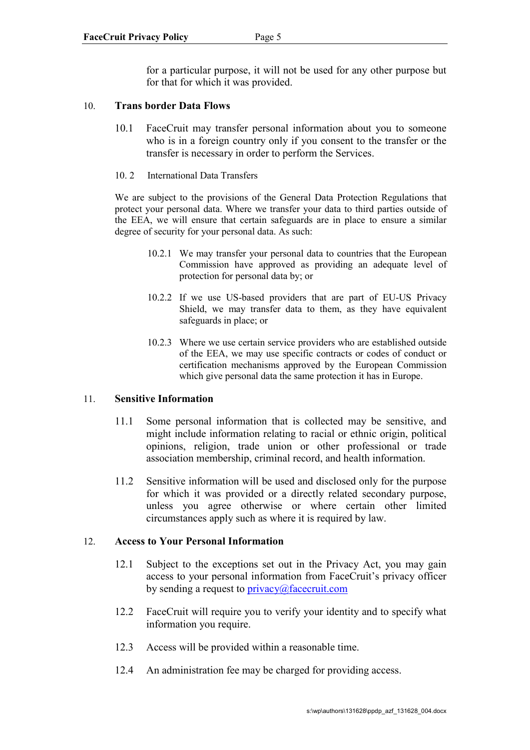for a particular purpose, it will not be used for any other purpose but for that for which it was provided.

## 10. Trans border Data Flows

10.1 FaceCruit may transfer personal information about you to someone who is in a foreign country only if you consent to the transfer or the transfer is necessary in order to perform the Services.

10. 2 International Data Transfers

We are subject to the provisions of the General Data Protection Regulations that protect your personal data. Where we transfer your data to third parties outside of the EEA, we will ensure that certain safeguards are in place to ensure a similar degree of security for your personal data. As such:

10.2.1 We may transfer your personal data to countries that the European Commission have approved as providing an adequate level of protection for personal data by; or

10.2.2 If we use US-based providers that are part of EU-US Privacy Shield, we may transfer data to them, as they have equivalent safeguards in place; or

10.2.3 Where we use certain service providers who are established outside of the EEA, we may use specific contracts or codes of conduct or certification mechanisms approved by the European Commission which give personal data the same protection it has in Europe.

## 11. Sensitive Information

11.1 Some personal information that is collected may be sensitive, and might include information relating to racial or ethnic origin, political opinions, religion, trade union or other professional or trade association membership, criminal record, and health information.

11.2 Sensitive information will be used and disclosed only for the purpose for which it was provided or a directly related secondary purpose, unless you agree otherwise or where certain other limited circumstances apply such as where it is required by law.

## 12. Access to Your Personal Information

12.1 Subject to the exceptions set out in the Privacy Act, you may gain access to your personal information from FaceCruit's privacy officer by sending a request to privacy@facecruit.com

12.2 FaceCruit will require you to verify your identity and to specify what information you require.

12.3 Access will be provided within a reasonable time.

12.4 An administration fee may be charged for providing access.